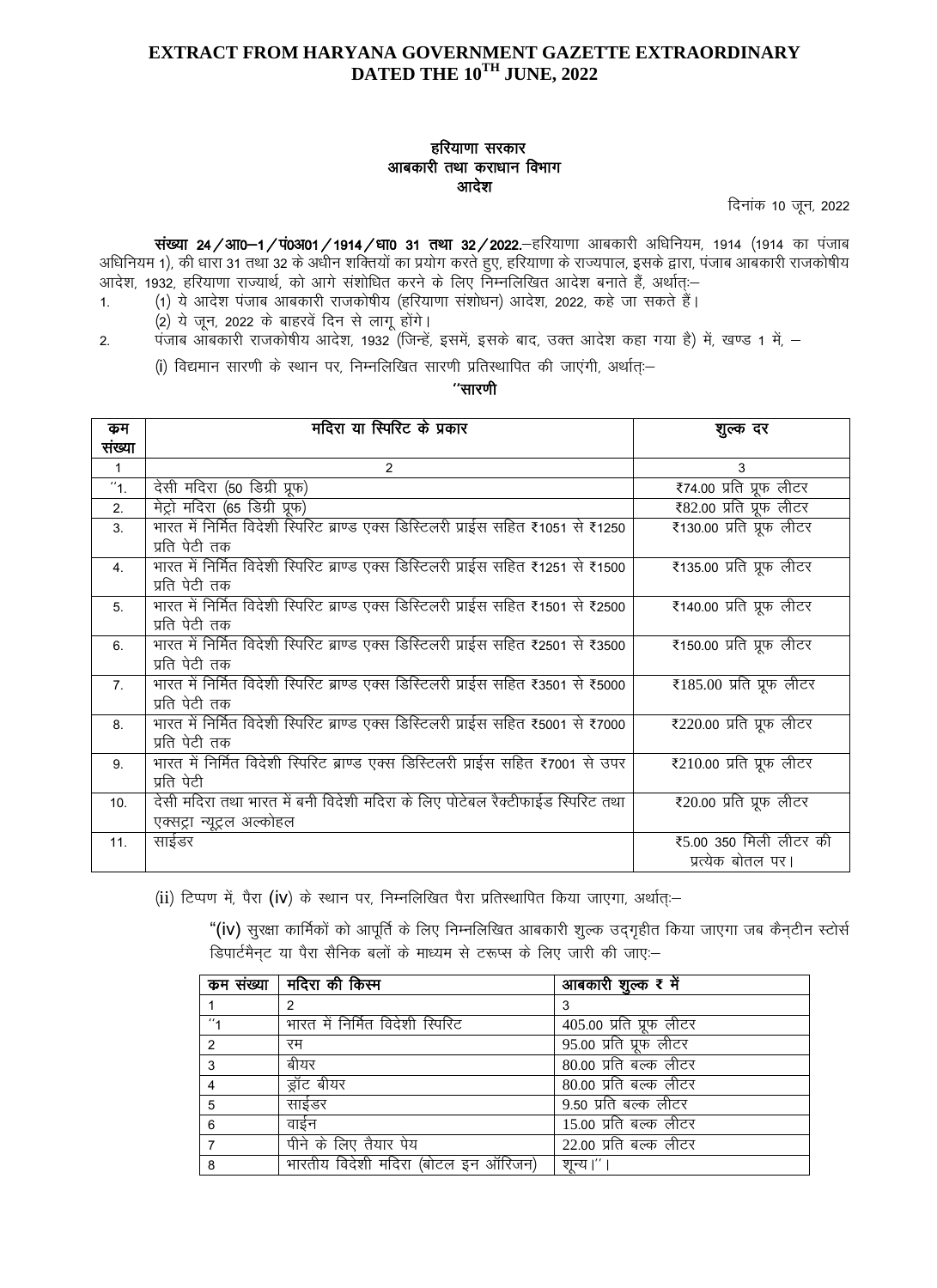# EXTRACT FROM HARYANA GOVERNMENT GAZETTE EXTRAORDINARY DATED THE 10TH JUNE, 2022

**हरियाणा सरकार**
**आबकारी तथा कराधान विभाग**
**आदेश**

दिनांक 10 जून, 2022

**संख्या 24/आ0–1/पं0अ01/1914/धा0 31 तथा 32/2022.**—हरियाणा आबकारी अधिनियम, 1914 (1914 का पंजाब अधिनियम 1), की धारा 31 तथा 32 के अधीन शक्तियों का प्रयोग करते हुए, हरियाणा के राज्यपाल, इसके द्वारा, पंजाब आबकारी राजकोषीय आदेश, 1932, हरियाणा राज्यार्थ, को आगे संशोधित करने के लिए निम्नलिखित आदेश बनाते हैं, अर्थातः—

1. (1) ये आदेश पंजाब आबकारी राजकोषीय (हरियाणा संशोधन) आदेश, 2022, कहे जा सकते हैं।
   (2) ये जून, 2022 के बाहरवें दिन से लागू होंगे।
2. पंजाब आबकारी राजकोषीय आदेश, 1932 (जिन्हें, इसमें, इसके बाद, उक्त आदेश कहा गया है) में, खण्ड 1 में, —

   (i) विद्यमान सारणी के स्थान पर, निम्नलिखित सारणी प्रतिस्थापित की जाएंगी, अर्थातः—

**"सारणी**

| कम संख्या | मदिरा या स्पिरिट के प्रकार | शुल्क दर |
|---|---|---|
| 1 | 2 | 3 |
| "1. | देसी मदिरा (50 डिग्री प्रूफ) | ₹74.00 प्रति प्रूफ लीटर |
| 2. | मेट्रो मदिरा (65 डिग्री प्रूफ) | ₹82.00 प्रति प्रूफ लीटर |
| 3. | भारत में निर्मित विदेशी स्पिरिट ब्राण्ड एक्स डिस्टिलरी प्राईस सहित ₹1051 से ₹1250 प्रति पेटी तक | ₹130.00 प्रति प्रूफ लीटर |
| 4. | भारत में निर्मित विदेशी स्पिरिट ब्राण्ड एक्स डिस्टिलरी प्राईस सहित ₹1251 से ₹1500 प्रति पेटी तक | ₹135.00 प्रति प्रूफ लीटर |
| 5. | भारत में निर्मित विदेशी स्पिरिट ब्राण्ड एक्स डिस्टिलरी प्राईस सहित ₹1501 से ₹2500 प्रति पेटी तक | ₹140.00 प्रति प्रूफ लीटर |
| 6. | भारत में निर्मित विदेशी स्पिरिट ब्राण्ड एक्स डिस्टिलरी प्राईस सहित ₹2501 से ₹3500 प्रति पेटी तक | ₹150.00 प्रति प्रूफ लीटर |
| 7. | भारत में निर्मित विदेशी स्पिरिट ब्राण्ड एक्स डिस्टिलरी प्राईस सहित ₹3501 से ₹5000 प्रति पेटी तक | ₹185.00 प्रति प्रूफ लीटर |
| 8. | भारत में निर्मित विदेशी स्पिरिट ब्राण्ड एक्स डिस्टिलरी प्राईस सहित ₹5001 से ₹7000 प्रति पेटी तक | ₹220.00 प्रति प्रूफ लीटर |
| 9. | भारत में निर्मित विदेशी स्पिरिट ब्राण्ड एक्स डिस्टिलरी प्राईस सहित ₹7001 से उपर प्रति पेटी | ₹210.00 प्रति प्रूफ लीटर |
| 10. | देसी मदिरा तथा भारत में बनी विदेशी मदिरा के लिए पोटेबल रैक्टीफाईड स्पिरिट तथा एक्सट्रा न्यूट्रल अल्कोहल | ₹20.00 प्रति प्रूफ लीटर |
| 11. | साईडर | ₹5.00 350 मिली लीटर की प्रत्येक बोतल पर। |

(ii) टिप्पण में, पैरा (iv) के स्थान पर, निम्नलिखित पैरा प्रतिस्थापित किया जाएगा, अर्थातः—

"(iv) सुरक्षा कार्मिकों को आपूर्ति के लिए निम्नलिखित आबकारी शुल्क उदगृहीत किया जाएगा जब कैन्टीन स्टोर्स डिपार्टमैन्ट या पैरा सैनिक बलों के माध्यम से टरूप्स के लिए जारी की जाए:—

| कम संख्या | मदिरा की किस्म | आबकारी शुल्क ₹ में |
|---|---|---|
| 1 | 2 | 3 |
| "1 | भारत में निर्मित विदेशी स्पिरिट | 405.00 प्रति प्रूफ लीटर |
| 2 | रम | 95.00 प्रति प्रूफ लीटर |
| 3 | बीयर | 80.00 प्रति बल्क लीटर |
| 4 | ड्रॉट बीयर | 80.00 प्रति बल्क लीटर |
| 5 | साईडर | 9.50 प्रति बल्क लीटर |
| 6 | वाईन | 15.00 प्रति बल्क लीटर |
| 7 | पीने के लिए तैयार पेय | 22.00 प्रति बल्क लीटर |
| 8 | भारतीय विदेशी मदिरा (बोटल इन ऑरिजन) | शून्य।"। |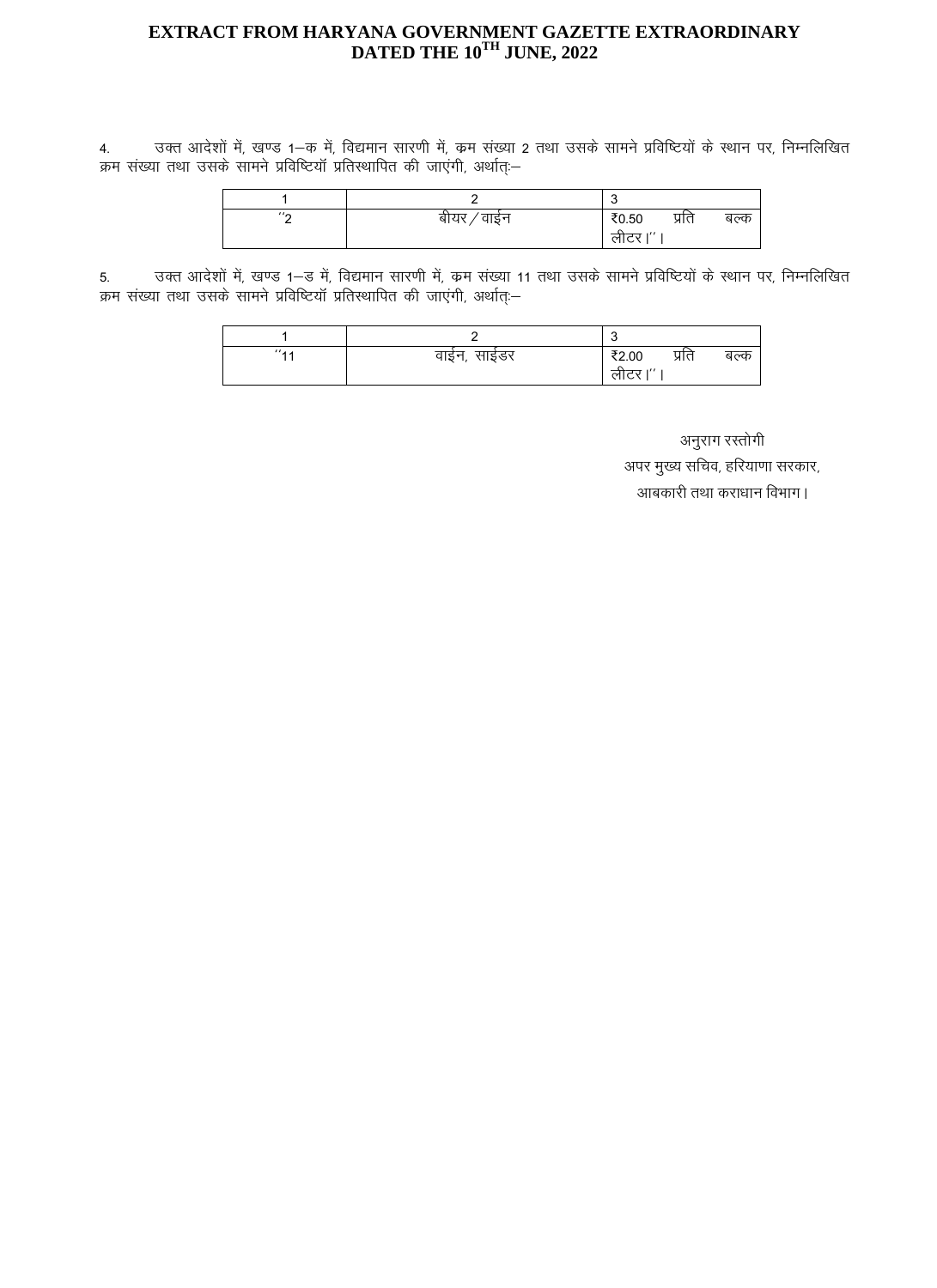4. उक्त आदेशों में, खण्ड 1–क में, विद्यमान सारणी में, क्रम संख्या 2 तथा उसके सामने प्रविष्टियों के स्थान पर, निम्नलिखित क्रम संख्या तथा उसके सामने प्रविष्टियाँ प्रतिस्थापित की जाएंगी, अर्थात्:–

| 1 | 2 | 3 |
|---|---|---|
| ''2 | बीयर/वाईन | ₹0.50 प्रति बल्क लीटर।''। |

5. उक्त आदेशों में, खण्ड 1–ड में, विद्यमान सारणी में, क्रम संख्या 11 तथा उसके सामने प्रविष्टियों के स्थान पर, निम्नलिखित क्रम संख्या तथा उसके सामने प्रविष्टियाँ प्रतिस्थापित की जाएंगी, अर्थात्:–

| 1 | 2 | 3 |
|---|---|---|
| ''11 | वाईन, साईडर | ₹2.00 प्रति बल्क लीटर।''। |

अनुराग रस्तोगी
अपर मुख्य सचिव, हरियाणा सरकार,
आबकारी तथा कराधान विभाग।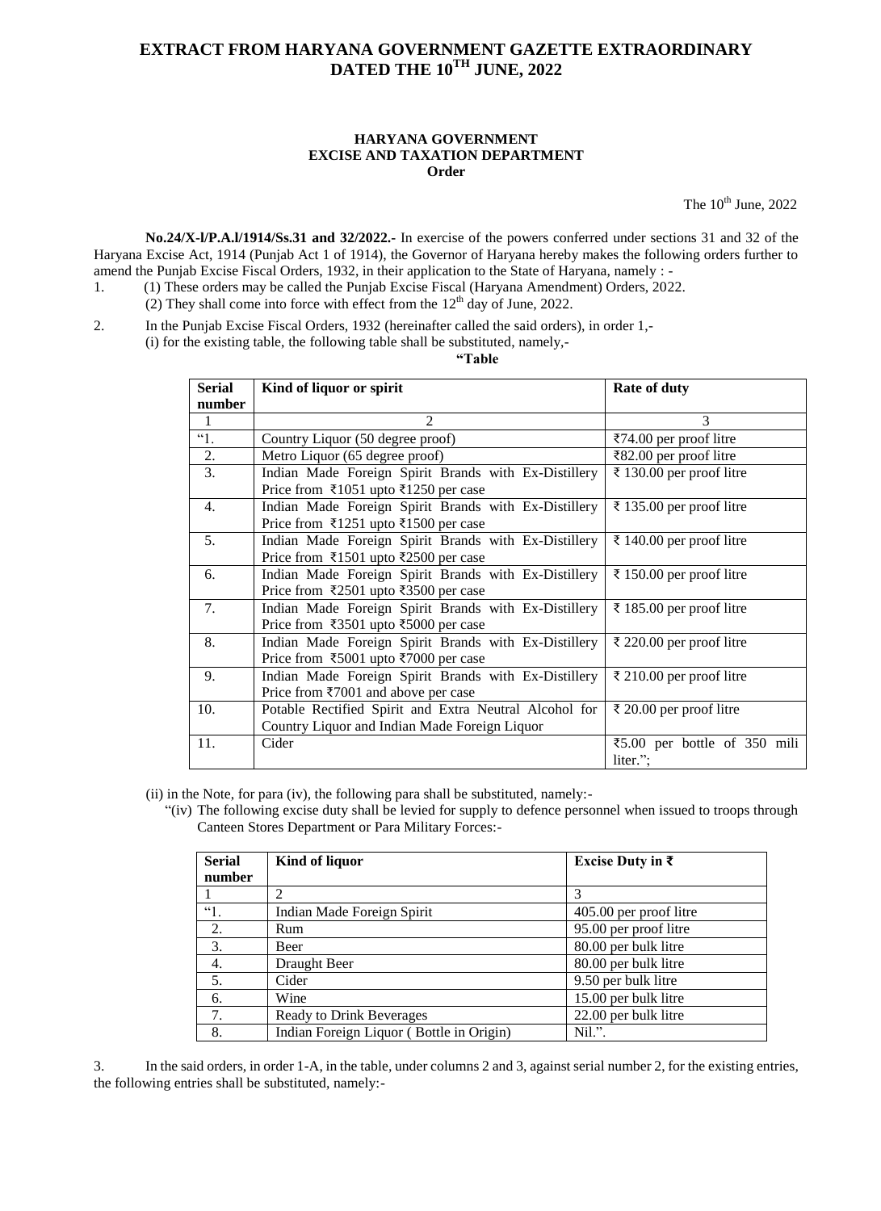# EXTRACT FROM HARYANA GOVERNMENT GAZETTE EXTRAORDINARY DATED THE 10TH JUNE, 2022

## HARYANA GOVERNMENT
## EXCISE AND TAXATION DEPARTMENT
## Order

The 10th June, 2022

**No.24/X-l/P.A.l/1914/Ss.31 and 32/2022.-** In exercise of the powers conferred under sections 31 and 32 of the Haryana Excise Act, 1914 (Punjab Act 1 of 1914), the Governor of Haryana hereby makes the following orders further to amend the Punjab Excise Fiscal Orders, 1932, in their application to the State of Haryana, namely : -

1. (1) These orders may be called the Punjab Excise Fiscal (Haryana Amendment) Orders, 2022.
   (2) They shall come into force with effect from the 12th day of June, 2022.

2. In the Punjab Excise Fiscal Orders, 1932 (hereinafter called the said orders), in order 1,-
   (i) for the existing table, the following table shall be substituted, namely,-

**"Table**

| Serial number | Kind of liquor or spirit | Rate of duty |
|---|---|---|
| 1 | 2 | 3 |
| "1. | Country Liquor (50 degree proof) | ₹74.00 per proof litre |
| 2. | Metro Liquor (65 degree proof) | ₹82.00 per proof litre |
| 3. | Indian Made Foreign Spirit Brands with Ex-Distillery Price from ₹1051 upto ₹1250 per case | ₹ 130.00 per proof litre |
| 4. | Indian Made Foreign Spirit Brands with Ex-Distillery Price from ₹1251 upto ₹1500 per case | ₹ 135.00 per proof litre |
| 5. | Indian Made Foreign Spirit Brands with Ex-Distillery Price from ₹1501 upto ₹2500 per case | ₹ 140.00 per proof litre |
| 6. | Indian Made Foreign Spirit Brands with Ex-Distillery Price from ₹2501 upto ₹3500 per case | ₹ 150.00 per proof litre |
| 7. | Indian Made Foreign Spirit Brands with Ex-Distillery Price from ₹3501 upto ₹5000 per case | ₹ 185.00 per proof litre |
| 8. | Indian Made Foreign Spirit Brands with Ex-Distillery Price from ₹5001 upto ₹7000 per case | ₹ 220.00 per proof litre |
| 9. | Indian Made Foreign Spirit Brands with Ex-Distillery Price from ₹7001 and above per case | ₹ 210.00 per proof litre |
| 10. | Potable Rectified Spirit and Extra Neutral Alcohol for Country Liquor and Indian Made Foreign Liquor | ₹ 20.00 per proof litre |
| 11. | Cider | ₹5.00 per bottle of 350 mili liter."; |

(ii) in the Note, for para (iv), the following para shall be substituted, namely:-

"(iv) The following excise duty shall be levied for supply to defence personnel when issued to troops through Canteen Stores Department or Para Military Forces:-

| Serial number | Kind of liquor | Excise Duty in ₹ |
|---|---|---|
| 1 | 2 | 3 |
| "1. | Indian Made Foreign Spirit | 405.00 per proof litre |
| 2. | Rum | 95.00 per proof litre |
| 3. | Beer | 80.00 per bulk litre |
| 4. | Draught Beer | 80.00 per bulk litre |
| 5. | Cider | 9.50 per bulk litre |
| 6. | Wine | 15.00 per bulk litre |
| 7. | Ready to Drink Beverages | 22.00 per bulk litre |
| 8. | Indian Foreign Liquor ( Bottle in Origin) | Nil.". |

3. In the said orders, in order 1-A, in the table, under columns 2 and 3, against serial number 2, for the existing entries, the following entries shall be substituted, namely:-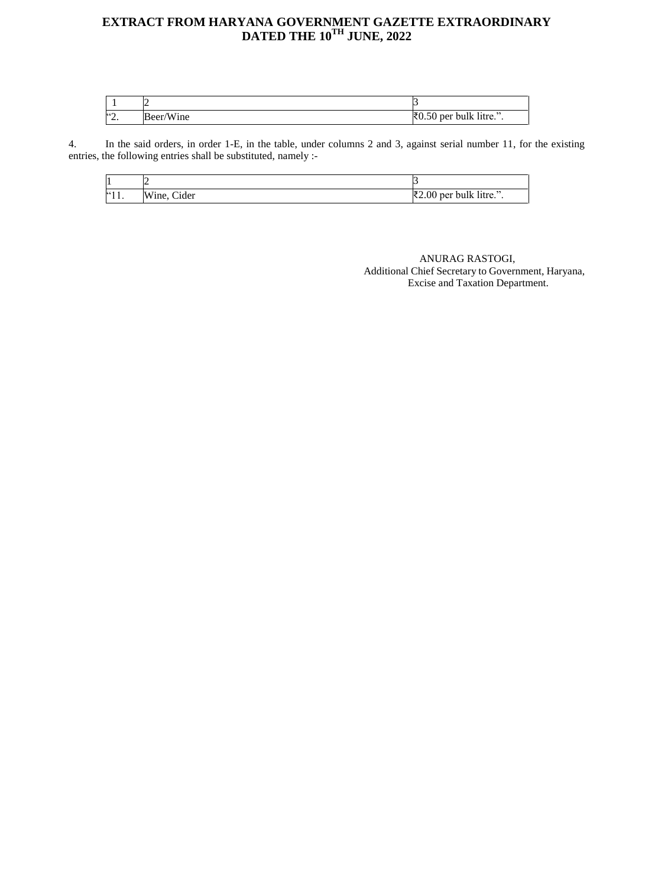**EXTRACT FROM HARYANA GOVERNMENT GAZETTE EXTRAORDINARY DATED THE 10TH JUNE, 2022**

| 1 | 2 | 3 |
|---|---|---|
| "2. | Beer/Wine | ₹0.50 per bulk litre.". |

4. In the said orders, in order 1-E, in the table, under columns 2 and 3, against serial number 11, for the existing entries, the following entries shall be substituted, namely :-

| 1 | 2 | 3 |
|---|---|---|
| "11. | Wine, Cider | ₹2.00 per bulk litre.". |

ANURAG RASTOGI,
Additional Chief Secretary to Government, Haryana,
Excise and Taxation Department.